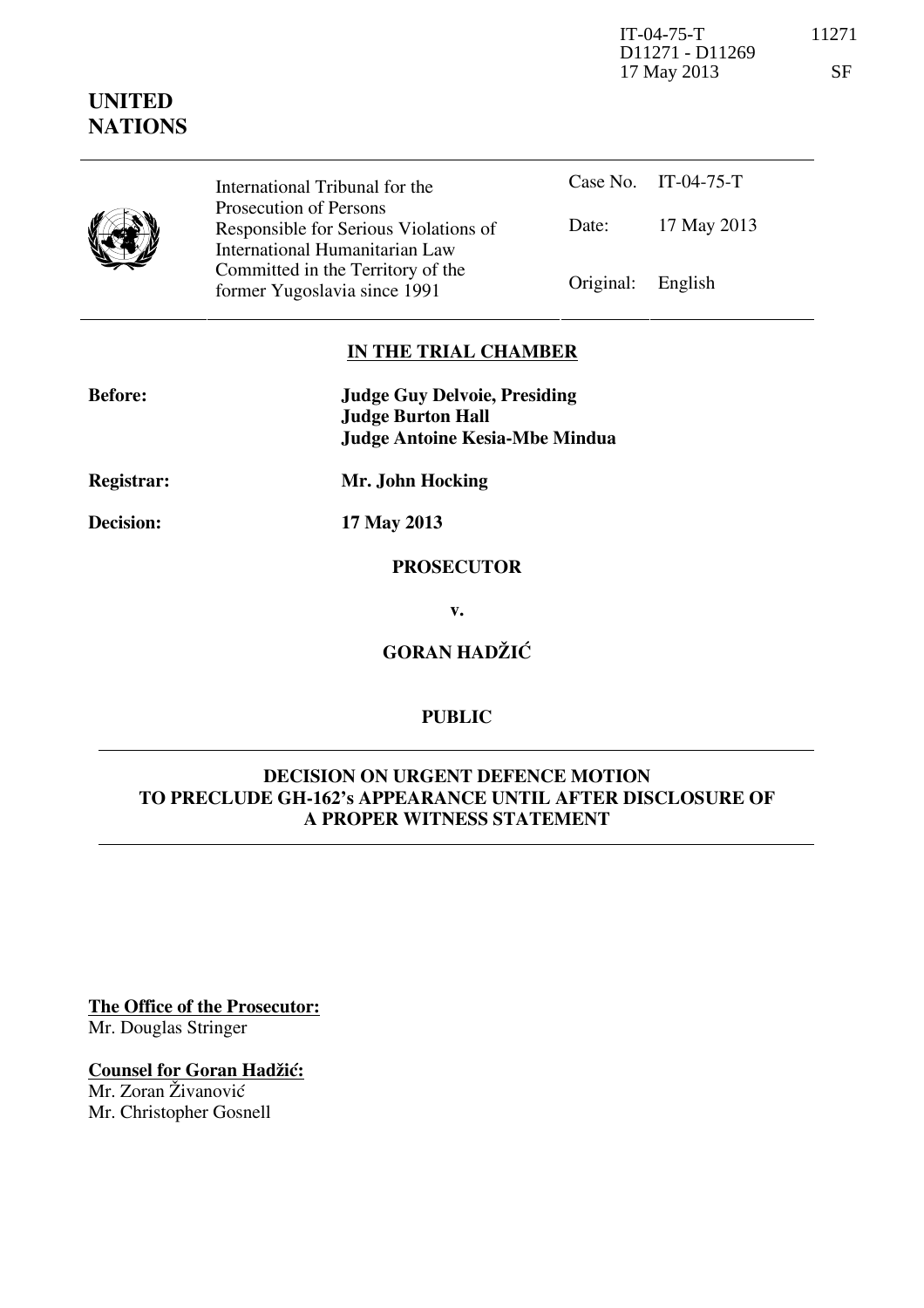IT-04-75-T 11271
D11271 - D11269
17 May 2013 SF

**UNITED NATIONS**

| International Tribunal for the Prosecution of Persons Responsible for Serious Violations of International Humanitarian Law Committed in the Territory of the former Yugoslavia since 1991 | Case No. | IT-04-75-T |
|---|---|---|
| | Date: | 17 May 2013 |
| | Original: | English |

## IN THE TRIAL CHAMBER

**Before:** **Judge Guy Delvoie, Presiding**
**Judge Burton Hall**
**Judge Antoine Kesia-Mbe Mindua**

**Registrar:** **Mr. John Hocking**

**Decision:** **17 May 2013**

**PROSECUTOR**

**v.**

**GORAN HADŽIĆ**

**PUBLIC**

## DECISION ON URGENT DEFENCE MOTION TO PRECLUDE GH-162's APPEARANCE UNTIL AFTER DISCLOSURE OF A PROPER WITNESS STATEMENT

**The Office of the Prosecutor:**
Mr. Douglas Stringer

**Counsel for Goran Hadžić:**
Mr. Zoran Živanović
Mr. Christopher Gosnell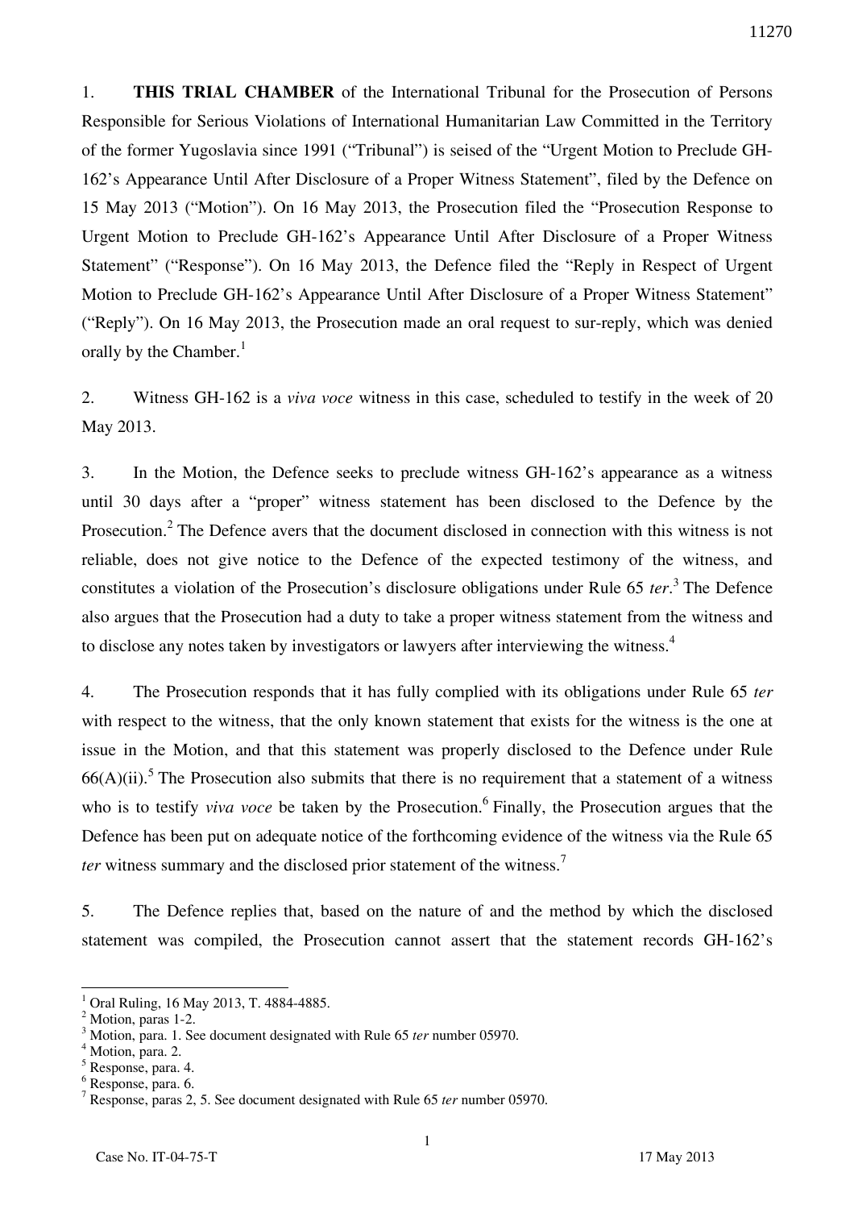1. **THIS TRIAL CHAMBER** of the International Tribunal for the Prosecution of Persons Responsible for Serious Violations of International Humanitarian Law Committed in the Territory of the former Yugoslavia since 1991 ("Tribunal") is seised of the "Urgent Motion to Preclude GH-162's Appearance Until After Disclosure of a Proper Witness Statement", filed by the Defence on 15 May 2013 ("Motion"). On 16 May 2013, the Prosecution filed the "Prosecution Response to Urgent Motion to Preclude GH-162's Appearance Until After Disclosure of a Proper Witness Statement" ("Response"). On 16 May 2013, the Defence filed the "Reply in Respect of Urgent Motion to Preclude GH-162's Appearance Until After Disclosure of a Proper Witness Statement" ("Reply"). On 16 May 2013, the Prosecution made an oral request to sur-reply, which was denied orally by the Chamber.[1]

2. Witness GH-162 is a *viva voce* witness in this case, scheduled to testify in the week of 20 May 2013.

3. In the Motion, the Defence seeks to preclude witness GH-162's appearance as a witness until 30 days after a "proper" witness statement has been disclosed to the Defence by the Prosecution.[2] The Defence avers that the document disclosed in connection with this witness is not reliable, does not give notice to the Defence of the expected testimony of the witness, and constitutes a violation of the Prosecution's disclosure obligations under Rule 65 *ter*.[3] The Defence also argues that the Prosecution had a duty to take a proper witness statement from the witness and to disclose any notes taken by investigators or lawyers after interviewing the witness.[4]

4. The Prosecution responds that it has fully complied with its obligations under Rule 65 *ter* with respect to the witness, that the only known statement that exists for the witness is the one at issue in the Motion, and that this statement was properly disclosed to the Defence under Rule 66(A)(ii).[5] The Prosecution also submits that there is no requirement that a statement of a witness who is to testify *viva voce* be taken by the Prosecution.[6] Finally, the Prosecution argues that the Defence has been put on adequate notice of the forthcoming evidence of the witness via the Rule 65 *ter* witness summary and the disclosed prior statement of the witness.[7]

5. The Defence replies that, based on the nature of and the method by which the disclosed statement was compiled, the Prosecution cannot assert that the statement records GH-162's

---

[1] Oral Ruling, 16 May 2013, T. 4884-4885.

[2] Motion, paras 1-2.

[3] Motion, para. 1. See document designated with Rule 65 *ter* number 05970.

[4] Motion, para. 2.

[5] Response, para. 4.

[6] Response, para. 6.

[7] Response, paras 2, 5. See document designated with Rule 65 *ter* number 05970.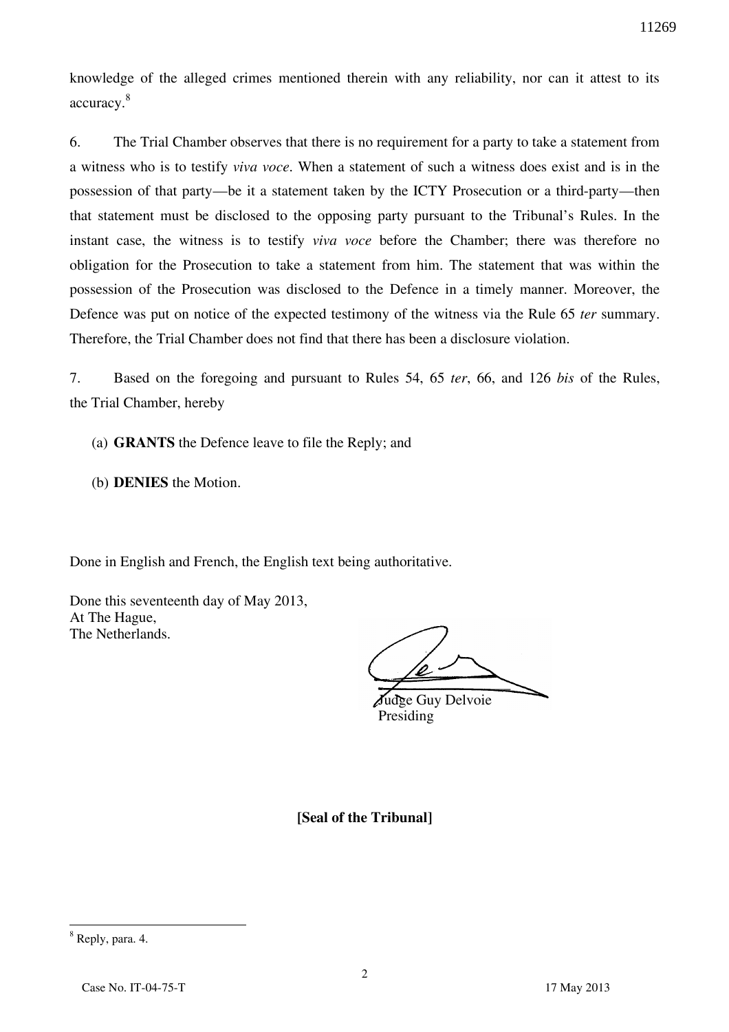knowledge of the alleged crimes mentioned therein with any reliability, nor can it attest to its accuracy.[8]

6. The Trial Chamber observes that there is no requirement for a party to take a statement from a witness who is to testify *viva voce*. When a statement of such a witness does exist and is in the possession of that party—be it a statement taken by the ICTY Prosecution or a third-party—then that statement must be disclosed to the opposing party pursuant to the Tribunal's Rules. In the instant case, the witness is to testify *viva voce* before the Chamber; there was therefore no obligation for the Prosecution to take a statement from him. The statement that was within the possession of the Prosecution was disclosed to the Defence in a timely manner. Moreover, the Defence was put on notice of the expected testimony of the witness via the Rule 65 *ter* summary. Therefore, the Trial Chamber does not find that there has been a disclosure violation.

7. Based on the foregoing and pursuant to Rules 54, 65 *ter*, 66, and 126 *bis* of the Rules, the Trial Chamber, hereby

(a) **GRANTS** the Defence leave to file the Reply; and

(b) **DENIES** the Motion.

Done in English and French, the English text being authoritative.

Done this seventeenth day of May 2013,
At The Hague,
The Netherlands.

Judge Guy Delvoie
Presiding

**[Seal of the Tribunal]**

---

[8] Reply, para. 4.

Case No. IT-04-75-T 17 May 2013